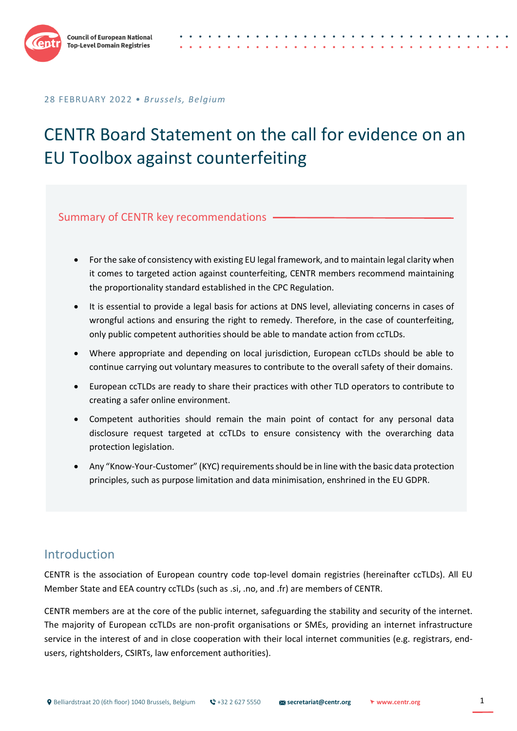28 FEBRUARY 2022 • *Brussels, Belgium*

# CENTR Board Statement on the call for evidence on an EU Toolbox against counterfeiting

## Summary of CENTR key recommendations

- For the sake of consistency with existing EU legal framework, and to maintain legal clarity when it comes to targeted action against counterfeiting, CENTR members recommend maintaining the proportionality standard established in the CPC Regulation.
- It is essential to provide a legal basis for actions at DNS level, alleviating concerns in cases of wrongful actions and ensuring the right to remedy. Therefore, in the case of counterfeiting, only public competent authorities should be able to mandate action from ccTLDs.
- Where appropriate and depending on local jurisdiction, European ccTLDs should be able to continue carrying out voluntary measures to contribute to the overall safety of their domains.
- European ccTLDs are ready to share their practices with other TLD operators to contribute to creating a safer online environment.
- Competent authorities should remain the main point of contact for any personal data disclosure request targeted at ccTLDs to ensure consistency with the overarching data protection legislation.
- Any "Know-Your-Customer" (KYC) requirements should be in line with the basic data protection principles, such as purpose limitation and data minimisation, enshrined in the EU GDPR.

## Introduction

CENTR is the association of European country code top-level domain registries (hereinafter ccTLDs). All EU Member State and EEA country ccTLDs (such as .si, .no, and .fr) are members of CENTR.

CENTR members are at the core of the public internet, safeguarding the stability and security of the internet. The majority of European ccTLDs are non-profit organisations or SMEs, providing an internet infrastructure service in the interest of and in close cooperation with their local internet communities (e.g. registrars, end-users, rightsholders, CSIRTs, law enforcement authorities).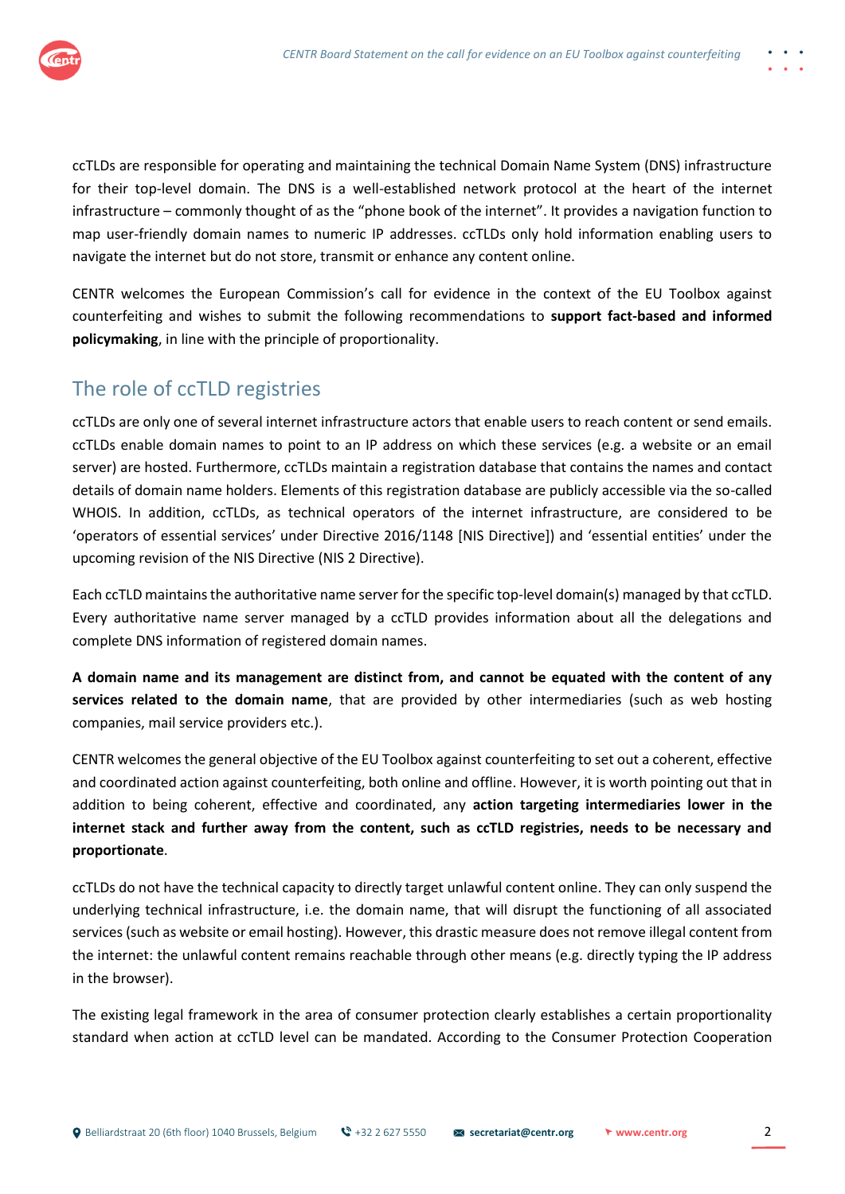ccTLDs are responsible for operating and maintaining the technical Domain Name System (DNS) infrastructure for their top-level domain. The DNS is a well-established network protocol at the heart of the internet infrastructure – commonly thought of as the "phone book of the internet". It provides a navigation function to map user-friendly domain names to numeric IP addresses. ccTLDs only hold information enabling users to navigate the internet but do not store, transmit or enhance any content online.

CENTR welcomes the European Commission's call for evidence in the context of the EU Toolbox against counterfeiting and wishes to submit the following recommendations to **support fact-based and informed policymaking**, in line with the principle of proportionality.

## The role of ccTLD registries

ccTLDs are only one of several internet infrastructure actors that enable users to reach content or send emails. ccTLDs enable domain names to point to an IP address on which these services (e.g. a website or an email server) are hosted. Furthermore, ccTLDs maintain a registration database that contains the names and contact details of domain name holders. Elements of this registration database are publicly accessible via the so-called WHOIS. In addition, ccTLDs, as technical operators of the internet infrastructure, are considered to be 'operators of essential services' under Directive 2016/1148 [NIS Directive]) and 'essential entities' under the upcoming revision of the NIS Directive (NIS 2 Directive).

Each ccTLD maintains the authoritative name server for the specific top-level domain(s) managed by that ccTLD. Every authoritative name server managed by a ccTLD provides information about all the delegations and complete DNS information of registered domain names.

**A domain name and its management are distinct from, and cannot be equated with the content of any services related to the domain name**, that are provided by other intermediaries (such as web hosting companies, mail service providers etc.).

CENTR welcomes the general objective of the EU Toolbox against counterfeiting to set out a coherent, effective and coordinated action against counterfeiting, both online and offline. However, it is worth pointing out that in addition to being coherent, effective and coordinated, any **action targeting intermediaries lower in the internet stack and further away from the content, such as ccTLD registries, needs to be necessary and proportionate**.

ccTLDs do not have the technical capacity to directly target unlawful content online. They can only suspend the underlying technical infrastructure, i.e. the domain name, that will disrupt the functioning of all associated services (such as website or email hosting). However, this drastic measure does not remove illegal content from the internet: the unlawful content remains reachable through other means (e.g. directly typing the IP address in the browser).

The existing legal framework in the area of consumer protection clearly establishes a certain proportionality standard when action at ccTLD level can be mandated. According to the Consumer Protection Cooperation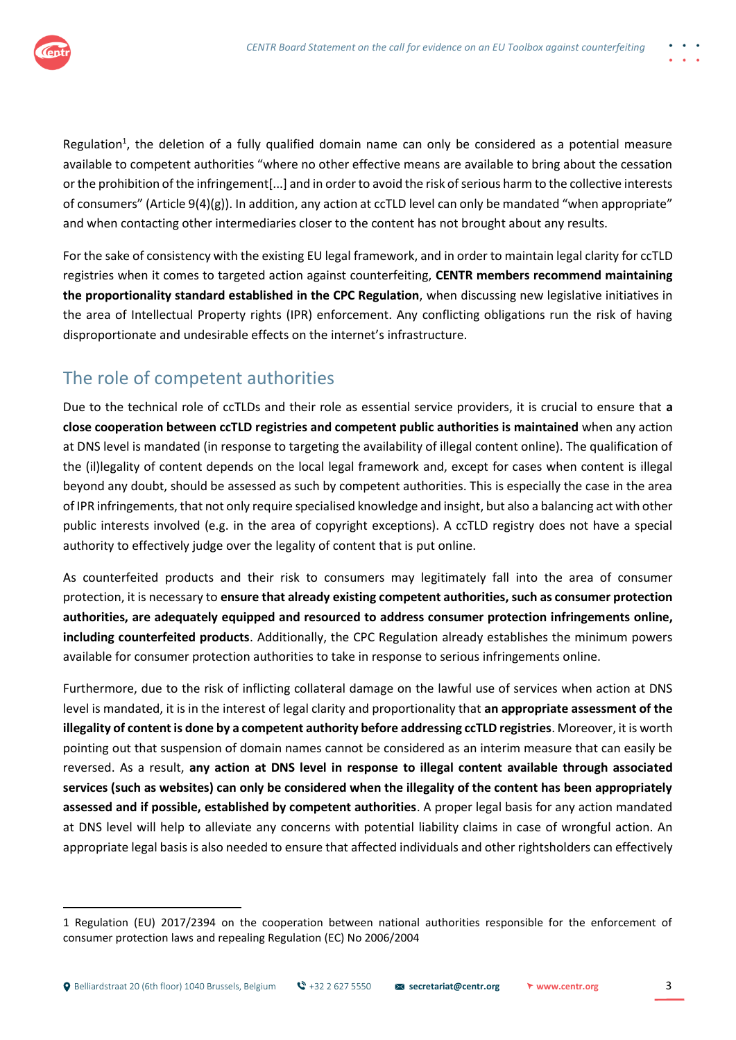Regulation[1], the deletion of a fully qualified domain name can only be considered as a potential measure available to competent authorities "where no other effective means are available to bring about the cessation or the prohibition of the infringement[...] and in order to avoid the risk of serious harm to the collective interests of consumers" (Article 9(4)(g)). In addition, any action at ccTLD level can only be mandated "when appropriate" and when contacting other intermediaries closer to the content has not brought about any results.

For the sake of consistency with the existing EU legal framework, and in order to maintain legal clarity for ccTLD registries when it comes to targeted action against counterfeiting, **CENTR members recommend maintaining the proportionality standard established in the CPC Regulation**, when discussing new legislative initiatives in the area of Intellectual Property rights (IPR) enforcement. Any conflicting obligations run the risk of having disproportionate and undesirable effects on the internet's infrastructure.

## The role of competent authorities

Due to the technical role of ccTLDs and their role as essential service providers, it is crucial to ensure that **a close cooperation between ccTLD registries and competent public authorities is maintained** when any action at DNS level is mandated (in response to targeting the availability of illegal content online). The qualification of the (il)legality of content depends on the local legal framework and, except for cases when content is illegal beyond any doubt, should be assessed as such by competent authorities. This is especially the case in the area of IPR infringements, that not only require specialised knowledge and insight, but also a balancing act with other public interests involved (e.g. in the area of copyright exceptions). A ccTLD registry does not have a special authority to effectively judge over the legality of content that is put online.

As counterfeited products and their risk to consumers may legitimately fall into the area of consumer protection, it is necessary to **ensure that already existing competent authorities, such as consumer protection authorities, are adequately equipped and resourced to address consumer protection infringements online, including counterfeited products**. Additionally, the CPC Regulation already establishes the minimum powers available for consumer protection authorities to take in response to serious infringements online.

Furthermore, due to the risk of inflicting collateral damage on the lawful use of services when action at DNS level is mandated, it is in the interest of legal clarity and proportionality that **an appropriate assessment of the illegality of content is done by a competent authority before addressing ccTLD registries**. Moreover, it is worth pointing out that suspension of domain names cannot be considered as an interim measure that can easily be reversed. As a result, **any action at DNS level in response to illegal content available through associated services (such as websites) can only be considered when the illegality of the content has been appropriately assessed and if possible, established by competent authorities**. A proper legal basis for any action mandated at DNS level will help to alleviate any concerns with potential liability claims in case of wrongful action. An appropriate legal basis is also needed to ensure that affected individuals and other rightsholders can effectively

---

1 Regulation (EU) 2017/2394 on the cooperation between national authorities responsible for the enforcement of consumer protection laws and repealing Regulation (EC) No 2006/2004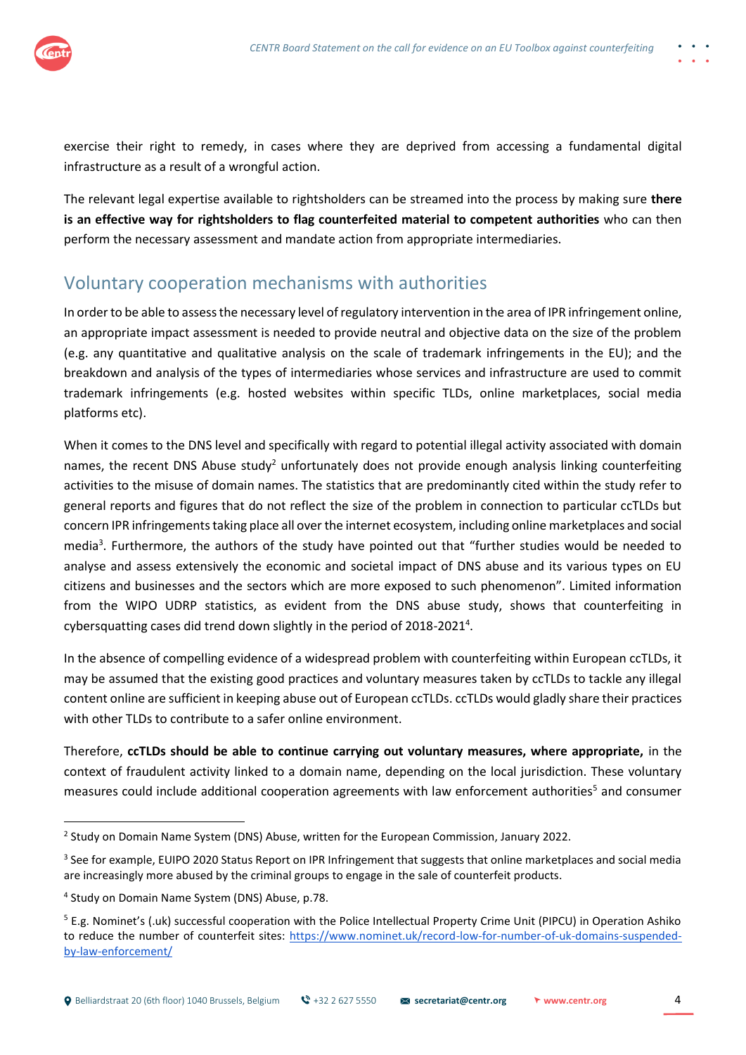exercise their right to remedy, in cases where they are deprived from accessing a fundamental digital infrastructure as a result of a wrongful action.

The relevant legal expertise available to rightsholders can be streamed into the process by making sure **there is an effective way for rightsholders to flag counterfeited material to competent authorities** who can then perform the necessary assessment and mandate action from appropriate intermediaries.

## Voluntary cooperation mechanisms with authorities

In order to be able to assess the necessary level of regulatory intervention in the area of IPR infringement online, an appropriate impact assessment is needed to provide neutral and objective data on the size of the problem (e.g. any quantitative and qualitative analysis on the scale of trademark infringements in the EU); and the breakdown and analysis of the types of intermediaries whose services and infrastructure are used to commit trademark infringements (e.g. hosted websites within specific TLDs, online marketplaces, social media platforms etc).

When it comes to the DNS level and specifically with regard to potential illegal activity associated with domain names, the recent DNS Abuse study[2] unfortunately does not provide enough analysis linking counterfeiting activities to the misuse of domain names. The statistics that are predominantly cited within the study refer to general reports and figures that do not reflect the size of the problem in connection to particular ccTLDs but concern IPR infringements taking place all over the internet ecosystem, including online marketplaces and social media[3]. Furthermore, the authors of the study have pointed out that "further studies would be needed to analyse and assess extensively the economic and societal impact of DNS abuse and its various types on EU citizens and businesses and the sectors which are more exposed to such phenomenon". Limited information from the WIPO UDRP statistics, as evident from the DNS abuse study, shows that counterfeiting in cybersquatting cases did trend down slightly in the period of 2018-2021[4].

In the absence of compelling evidence of a widespread problem with counterfeiting within European ccTLDs, it may be assumed that the existing good practices and voluntary measures taken by ccTLDs to tackle any illegal content online are sufficient in keeping abuse out of European ccTLDs. ccTLDs would gladly share their practices with other TLDs to contribute to a safer online environment.

Therefore, **ccTLDs should be able to continue carrying out voluntary measures, where appropriate,** in the context of fraudulent activity linked to a domain name, depending on the local jurisdiction. These voluntary measures could include additional cooperation agreements with law enforcement authorities[5] and consumer

---

[2] Study on Domain Name System (DNS) Abuse, written for the European Commission, January 2022.

[3] See for example, EUIPO 2020 Status Report on IPR Infringement that suggests that online marketplaces and social media are increasingly more abused by the criminal groups to engage in the sale of counterfeit products.

[4] Study on Domain Name System (DNS) Abuse, p.78.

[5] E.g. Nominet's (.uk) successful cooperation with the Police Intellectual Property Crime Unit (PIPCU) in Operation Ashiko to reduce the number of counterfeit sites: https://www.nominet.uk/record-low-for-number-of-uk-domains-suspended-by-law-enforcement/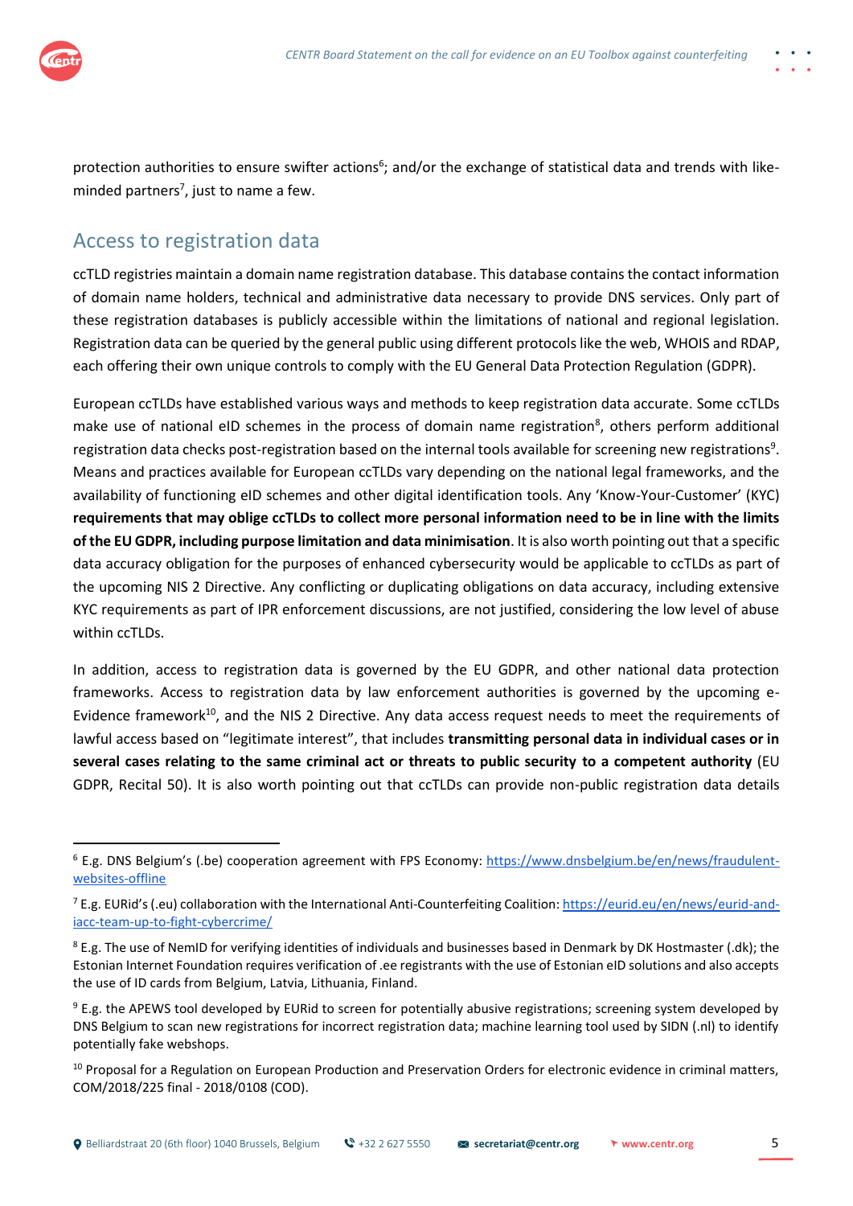protection authorities to ensure swifter actions[6]; and/or the exchange of statistical data and trends with like-minded partners[7], just to name a few.

## Access to registration data

ccTLD registries maintain a domain name registration database. This database contains the contact information of domain name holders, technical and administrative data necessary to provide DNS services. Only part of these registration databases is publicly accessible within the limitations of national and regional legislation. Registration data can be queried by the general public using different protocols like the web, WHOIS and RDAP, each offering their own unique controls to comply with the EU General Data Protection Regulation (GDPR).

European ccTLDs have established various ways and methods to keep registration data accurate. Some ccTLDs make use of national eID schemes in the process of domain name registration[8], others perform additional registration data checks post-registration based on the internal tools available for screening new registrations[9]. Means and practices available for European ccTLDs vary depending on the national legal frameworks, and the availability of functioning eID schemes and other digital identification tools. Any 'Know-Your-Customer' (KYC) **requirements that may oblige ccTLDs to collect more personal information need to be in line with the limits of the EU GDPR, including purpose limitation and data minimisation**. It is also worth pointing out that a specific data accuracy obligation for the purposes of enhanced cybersecurity would be applicable to ccTLDs as part of the upcoming NIS 2 Directive. Any conflicting or duplicating obligations on data accuracy, including extensive KYC requirements as part of IPR enforcement discussions, are not justified, considering the low level of abuse within ccTLDs.

In addition, access to registration data is governed by the EU GDPR, and other national data protection frameworks. Access to registration data by law enforcement authorities is governed by the upcoming e-Evidence framework[10], and the NIS 2 Directive. Any data access request needs to meet the requirements of lawful access based on "legitimate interest", that includes **transmitting personal data in individual cases or in several cases relating to the same criminal act or threats to public security to a competent authority** (EU GDPR, Recital 50). It is also worth pointing out that ccTLDs can provide non-public registration data details

---

[6] E.g. DNS Belgium's (.be) cooperation agreement with FPS Economy: https://www.dnsbelgium.be/en/news/fraudulent-websites-offline

[7] E.g. EURid's (.eu) collaboration with the International Anti-Counterfeiting Coalition: https://eurid.eu/en/news/eurid-and-iacc-team-up-to-fight-cybercrime/

[8] E.g. The use of NemID for verifying identities of individuals and businesses based in Denmark by DK Hostmaster (.dk); the Estonian Internet Foundation requires verification of .ee registrants with the use of Estonian eID solutions and also accepts the use of ID cards from Belgium, Latvia, Lithuania, Finland.

[9] E.g. the APEWS tool developed by EURid to screen for potentially abusive registrations; screening system developed by DNS Belgium to scan new registrations for incorrect registration data; machine learning tool used by SIDN (.nl) to identify potentially fake webshops.

[10] Proposal for a Regulation on European Production and Preservation Orders for electronic evidence in criminal matters, COM/2018/225 final - 2018/0108 (COD).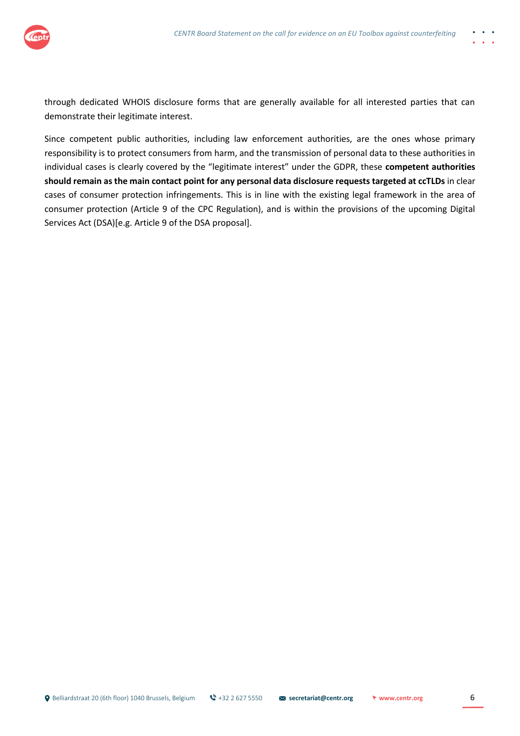through dedicated WHOIS disclosure forms that are generally available for all interested parties that can demonstrate their legitimate interest.

Since competent public authorities, including law enforcement authorities, are the ones whose primary responsibility is to protect consumers from harm, and the transmission of personal data to these authorities in individual cases is clearly covered by the "legitimate interest" under the GDPR, these **competent authorities should remain as the main contact point for any personal data disclosure requests targeted at ccTLDs** in clear cases of consumer protection infringements. This is in line with the existing legal framework in the area of consumer protection (Article 9 of the CPC Regulation), and is within the provisions of the upcoming Digital Services Act (DSA)[e.g. Article 9 of the DSA proposal].